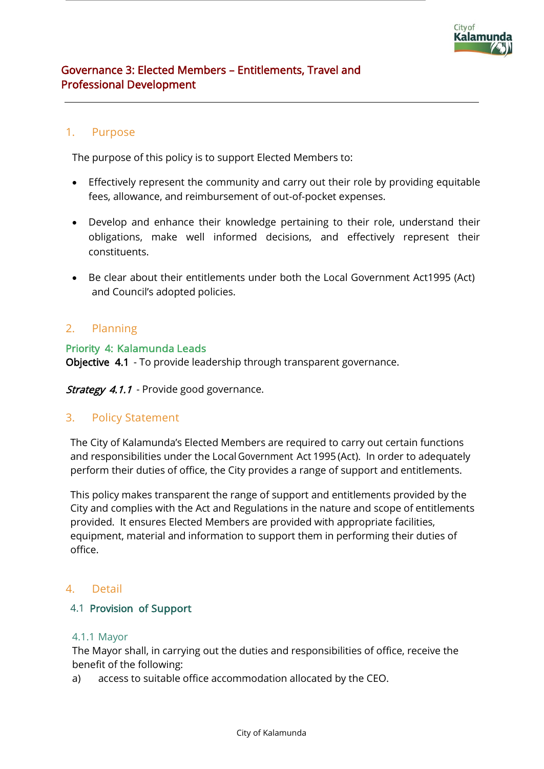# Governance 3: Elected Members – Entitlements, Travel and Professional Development

## 1. Purpose

The purpose of this policy is to support Elected Members to:

- Effectively represent the community and carry out their role by providing equitable fees, allowance, and reimbursement of out-of-pocket expenses.
- Develop and enhance their knowledge pertaining to their role, understand their obligations, make well informed decisions, and effectively represent their constituents.
- Be clear about their entitlements under both the Local Government Act1995 (Act) and Council's adopted policies.

## 2. Planning

**Priority 4: Kalamunda Leads**

**Objective 4.1** - To provide leadership through transparent governance.

*Strategy 4.1.1* - Provide good governance.

## 3. Policy Statement

The City of Kalamunda's Elected Members are required to carry out certain functions and responsibilities under the Local Government Act 1995 (Act). In order to adequately perform their duties of office, the City provides a range of support and entitlements.

This policy makes transparent the range of support and entitlements provided by the City and complies with the Act and Regulations in the nature and scope of entitlements provided. It ensures Elected Members are provided with appropriate facilities, equipment, material and information to support them in performing their duties of office.

## 4. Detail

### 4.1 Provision of Support

#### 4.1.1 Mayor

The Mayor shall, in carrying out the duties and responsibilities of office, receive the benefit of the following:

a) access to suitable office accommodation allocated by the CEO.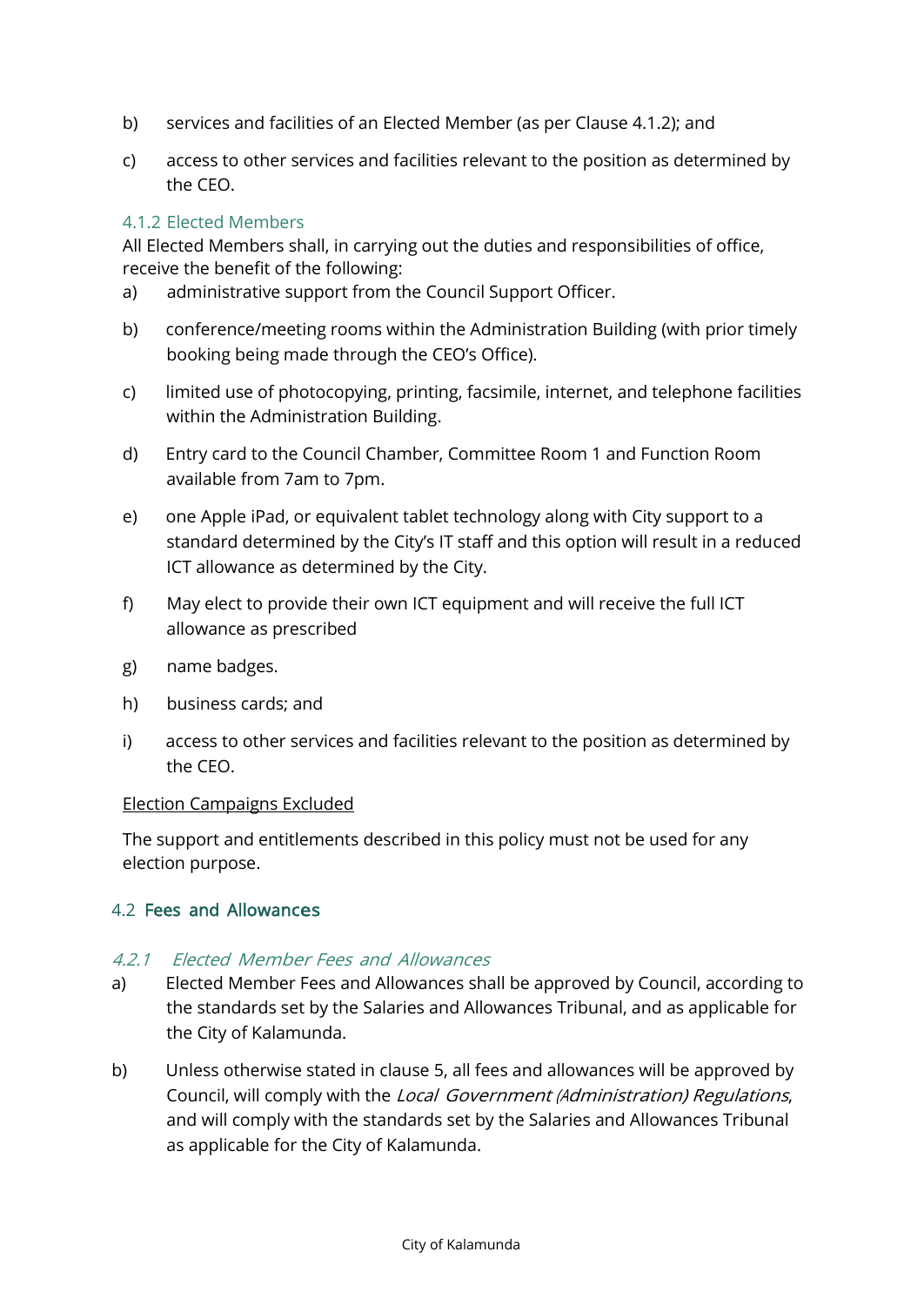b) services and facilities of an Elected Member (as per Clause 4.1.2); and

c) access to other services and facilities relevant to the position as determined by the CEO.

#### 4.1.2 Elected Members

All Elected Members shall, in carrying out the duties and responsibilities of office, receive the benefit of the following:

a) administrative support from the Council Support Officer.

b) conference/meeting rooms within the Administration Building (with prior timely booking being made through the CEO's Office).

c) limited use of photocopying, printing, facsimile, internet, and telephone facilities within the Administration Building.

d) Entry card to the Council Chamber, Committee Room 1 and Function Room available from 7am to 7pm.

e) one Apple iPad, or equivalent tablet technology along with City support to a standard determined by the City's IT staff and this option will result in a reduced ICT allowance as determined by the City.

f) May elect to provide their own ICT equipment and will receive the full ICT allowance as prescribed

g) name badges.

h) business cards; and

i) access to other services and facilities relevant to the position as determined by the CEO.

<u>Election Campaigns Excluded</u>

The support and entitlements described in this policy must not be used for any election purpose.

### 4.2 Fees and Allowances

#### *4.2.1 Elected Member Fees and Allowances*

a) Elected Member Fees and Allowances shall be approved by Council, according to the standards set by the Salaries and Allowances Tribunal, and as applicable for the City of Kalamunda.

b) Unless otherwise stated in clause 5, all fees and allowances will be approved by Council, will comply with the *Local Government (Administration) Regulations*, and will comply with the standards set by the Salaries and Allowances Tribunal as applicable for the City of Kalamunda.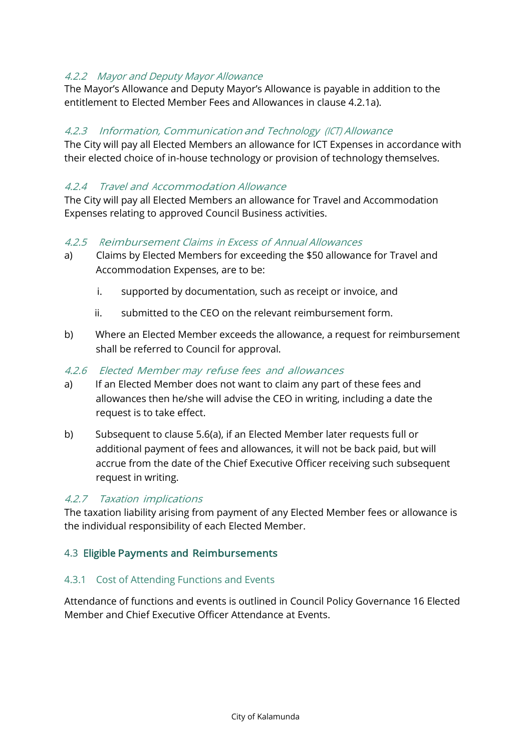#### *4.2.2 Mayor and Deputy Mayor Allowance*

The Mayor's Allowance and Deputy Mayor's Allowance is payable in addition to the entitlement to Elected Member Fees and Allowances in clause 4.2.1a).

#### *4.2.3 Information, Communication and Technology (ICT) Allowance*

The City will pay all Elected Members an allowance for ICT Expenses in accordance with their elected choice of in-house technology or provision of technology themselves.

#### *4.2.4 Travel and Accommodation Allowance*

The City will pay all Elected Members an allowance for Travel and Accommodation Expenses relating to approved Council Business activities.

#### *4.2.5 Reimbursement Claims in Excess of Annual Allowances*

a) Claims by Elected Members for exceeding the $50 allowance for Travel and Accommodation Expenses, are to be:

   i. supported by documentation, such as receipt or invoice, and

   ii. submitted to the CEO on the relevant reimbursement form.

b) Where an Elected Member exceeds the allowance, a request for reimbursement shall be referred to Council for approval.

#### *4.2.6 Elected Member may refuse fees and allowances*

a) If an Elected Member does not want to claim any part of these fees and allowances then he/she will advise the CEO in writing, including a date the request is to take effect.

b) Subsequent to clause 5.6(a), if an Elected Member later requests full or additional payment of fees and allowances, it will not be back paid, but will accrue from the date of the Chief Executive Officer receiving such subsequent request in writing.

#### *4.2.7 Taxation implications*

The taxation liability arising from payment of any Elected Member fees or allowance is the individual responsibility of each Elected Member.

### 4.3 Eligible Payments and Reimbursements

#### 4.3.1 Cost of Attending Functions and Events

Attendance of functions and events is outlined in Council Policy Governance 16 Elected Member and Chief Executive Officer Attendance at Events.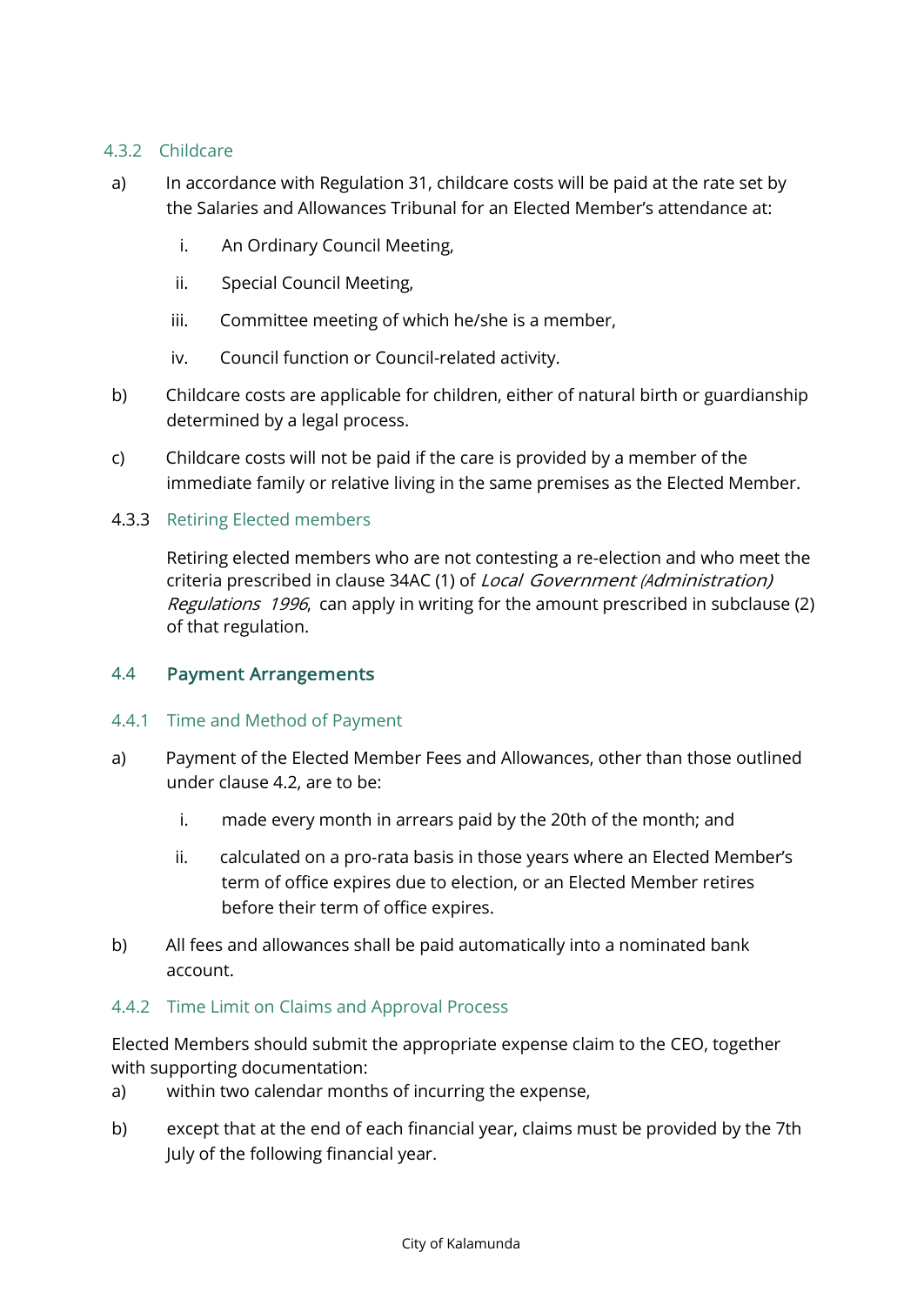#### 4.3.2 Childcare

a) In accordance with Regulation 31, childcare costs will be paid at the rate set by the Salaries and Allowances Tribunal for an Elected Member's attendance at:

   i. An Ordinary Council Meeting,

   ii. Special Council Meeting,

   iii. Committee meeting of which he/she is a member,

   iv. Council function or Council-related activity.

b) Childcare costs are applicable for children, either of natural birth or guardianship determined by a legal process.

c) Childcare costs will not be paid if the care is provided by a member of the immediate family or relative living in the same premises as the Elected Member.

#### 4.3.3 Retiring Elected members

Retiring elected members who are not contesting a re-election and who meet the criteria prescribed in clause 34AC (1) of *Local Government (Administration) Regulations 1996*, can apply in writing for the amount prescribed in subclause (2) of that regulation.

### 4.4 Payment Arrangements

#### 4.4.1 Time and Method of Payment

a) Payment of the Elected Member Fees and Allowances, other than those outlined under clause 4.2, are to be:

   i. made every month in arrears paid by the 20th of the month; and

   ii. calculated on a pro-rata basis in those years where an Elected Member's term of office expires due to election, or an Elected Member retires before their term of office expires.

b) All fees and allowances shall be paid automatically into a nominated bank account.

#### 4.4.2 Time Limit on Claims and Approval Process

Elected Members should submit the appropriate expense claim to the CEO, together with supporting documentation:

a) within two calendar months of incurring the expense,

b) except that at the end of each financial year, claims must be provided by the 7th July of the following financial year.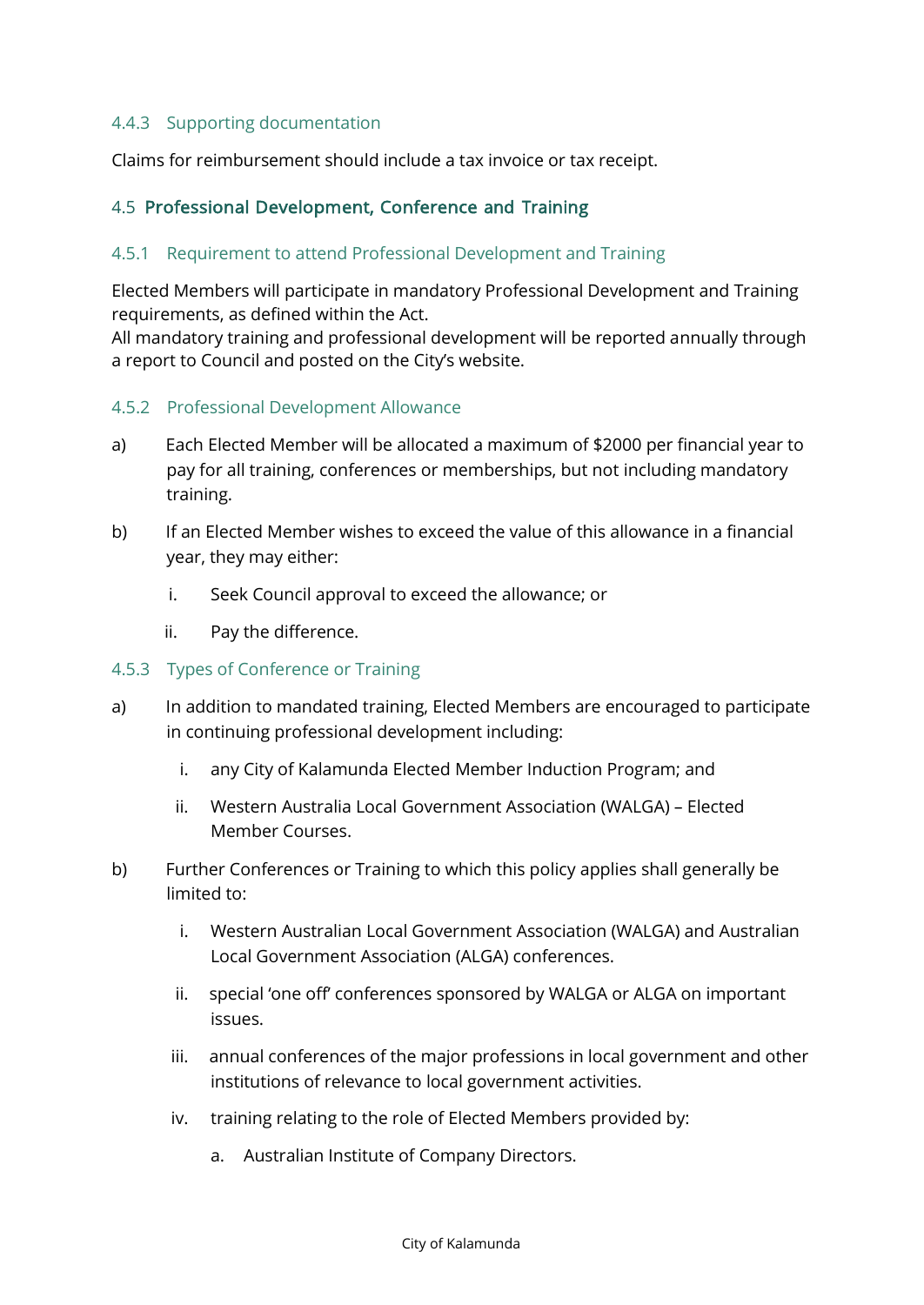#### 4.4.3 Supporting documentation

Claims for reimbursement should include a tax invoice or tax receipt.

### 4.5 Professional Development, Conference and Training

#### 4.5.1 Requirement to attend Professional Development and Training

Elected Members will participate in mandatory Professional Development and Training requirements, as defined within the Act.
All mandatory training and professional development will be reported annually through a report to Council and posted on the City's website.

#### 4.5.2 Professional Development Allowance

a) Each Elected Member will be allocated a maximum of $2000 per financial year to pay for all training, conferences or memberships, but not including mandatory training.

b) If an Elected Member wishes to exceed the value of this allowance in a financial year, they may either:

   i. Seek Council approval to exceed the allowance; or

   ii. Pay the difference.

#### 4.5.3 Types of Conference or Training

a) In addition to mandated training, Elected Members are encouraged to participate in continuing professional development including:

   i. any City of Kalamunda Elected Member Induction Program; and

   ii. Western Australia Local Government Association (WALGA) – Elected Member Courses.

b) Further Conferences or Training to which this policy applies shall generally be limited to:

   i. Western Australian Local Government Association (WALGA) and Australian Local Government Association (ALGA) conferences.

   ii. special 'one off' conferences sponsored by WALGA or ALGA on important issues.

   iii. annual conferences of the major professions in local government and other institutions of relevance to local government activities.

   iv. training relating to the role of Elected Members provided by:

      a. Australian Institute of Company Directors.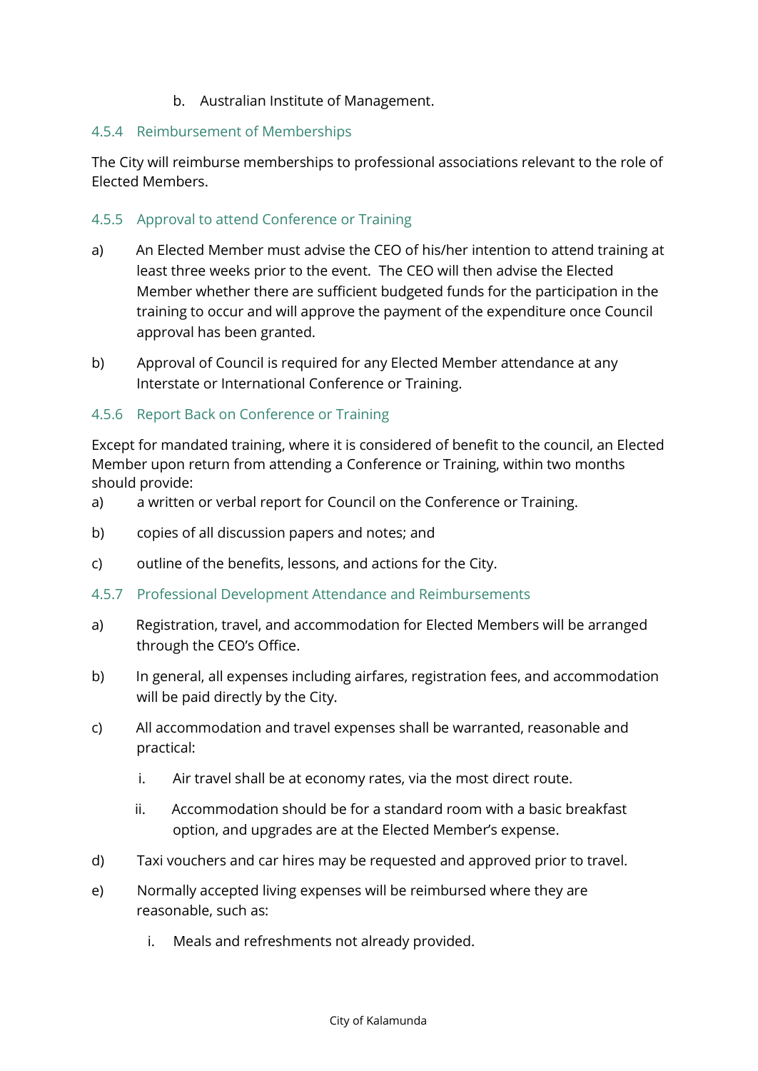b. Australian Institute of Management.

#### 4.5.4 Reimbursement of Memberships

The City will reimburse memberships to professional associations relevant to the role of Elected Members.

#### 4.5.5 Approval to attend Conference or Training

a) An Elected Member must advise the CEO of his/her intention to attend training at least three weeks prior to the event. The CEO will then advise the Elected Member whether there are sufficient budgeted funds for the participation in the training to occur and will approve the payment of the expenditure once Council approval has been granted.

b) Approval of Council is required for any Elected Member attendance at any Interstate or International Conference or Training.

#### 4.5.6 Report Back on Conference or Training

Except for mandated training, where it is considered of benefit to the council, an Elected Member upon return from attending a Conference or Training, within two months should provide:

a) a written or verbal report for Council on the Conference or Training.

b) copies of all discussion papers and notes; and

c) outline of the benefits, lessons, and actions for the City.

#### 4.5.7 Professional Development Attendance and Reimbursements

a) Registration, travel, and accommodation for Elected Members will be arranged through the CEO's Office.

b) In general, all expenses including airfares, registration fees, and accommodation will be paid directly by the City.

c) All accommodation and travel expenses shall be warranted, reasonable and practical:

   i. Air travel shall be at economy rates, via the most direct route.

   ii. Accommodation should be for a standard room with a basic breakfast option, and upgrades are at the Elected Member's expense.

d) Taxi vouchers and car hires may be requested and approved prior to travel.

e) Normally accepted living expenses will be reimbursed where they are reasonable, such as:

   i. Meals and refreshments not already provided.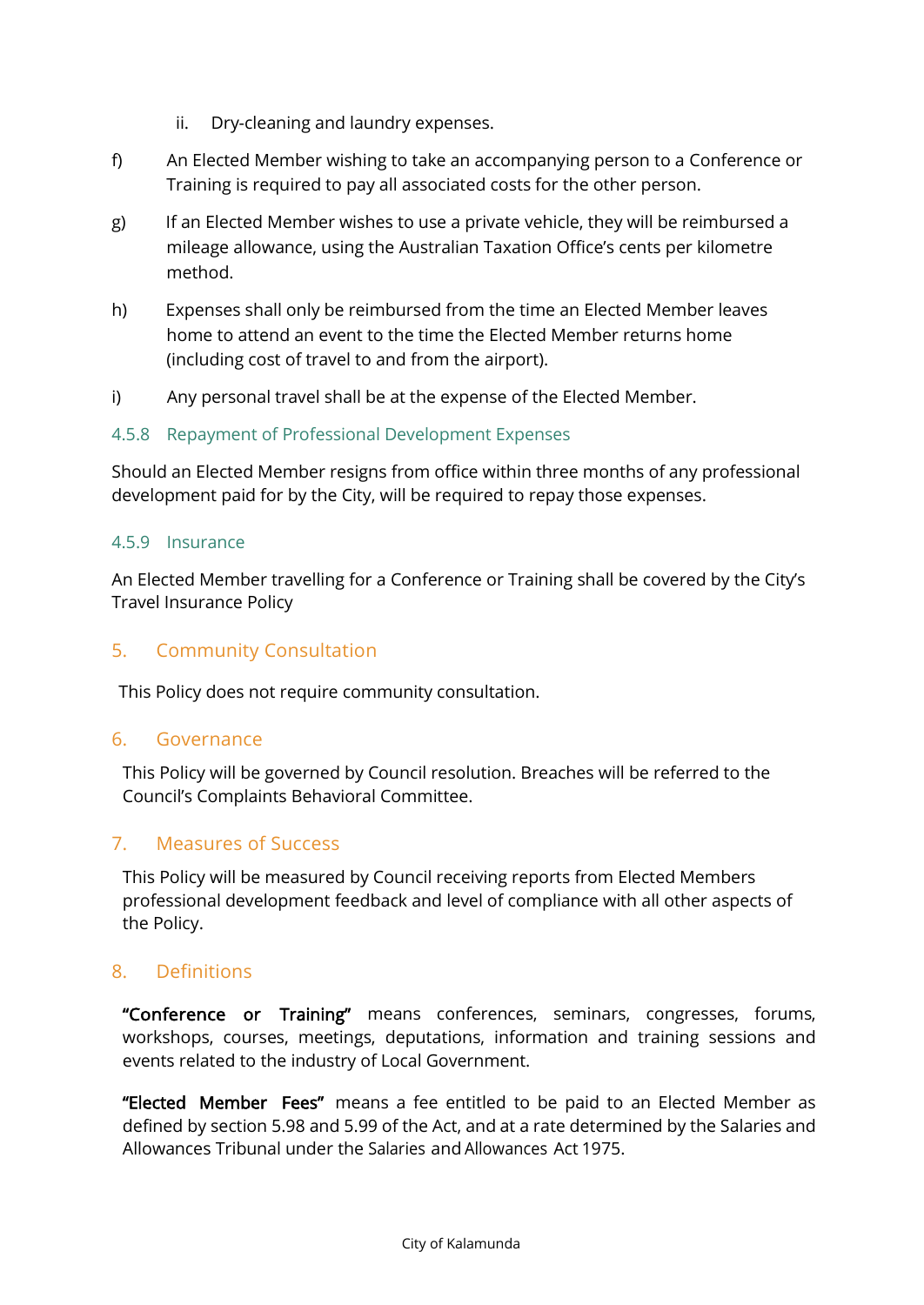ii. Dry-cleaning and laundry expenses.

f) An Elected Member wishing to take an accompanying person to a Conference or Training is required to pay all associated costs for the other person.

g) If an Elected Member wishes to use a private vehicle, they will be reimbursed a mileage allowance, using the Australian Taxation Office's cents per kilometre method.

h) Expenses shall only be reimbursed from the time an Elected Member leaves home to attend an event to the time the Elected Member returns home (including cost of travel to and from the airport).

i) Any personal travel shall be at the expense of the Elected Member.

### 4.5.8 Repayment of Professional Development Expenses

Should an Elected Member resigns from office within three months of any professional development paid for by the City, will be required to repay those expenses.

### 4.5.9 Insurance

An Elected Member travelling for a Conference or Training shall be covered by the City's Travel Insurance Policy

## 5. Community Consultation

This Policy does not require community consultation.

## 6. Governance

This Policy will be governed by Council resolution. Breaches will be referred to the Council's Complaints Behavioral Committee.

## 7. Measures of Success

This Policy will be measured by Council receiving reports from Elected Members professional development feedback and level of compliance with all other aspects of the Policy.

## 8. Definitions

**"Conference or Training"** means conferences, seminars, congresses, forums, workshops, courses, meetings, deputations, information and training sessions and events related to the industry of Local Government.

**"Elected Member Fees"** means a fee entitled to be paid to an Elected Member as defined by section 5.98 and 5.99 of the Act, and at a rate determined by the Salaries and Allowances Tribunal under the Salaries and Allowances Act 1975.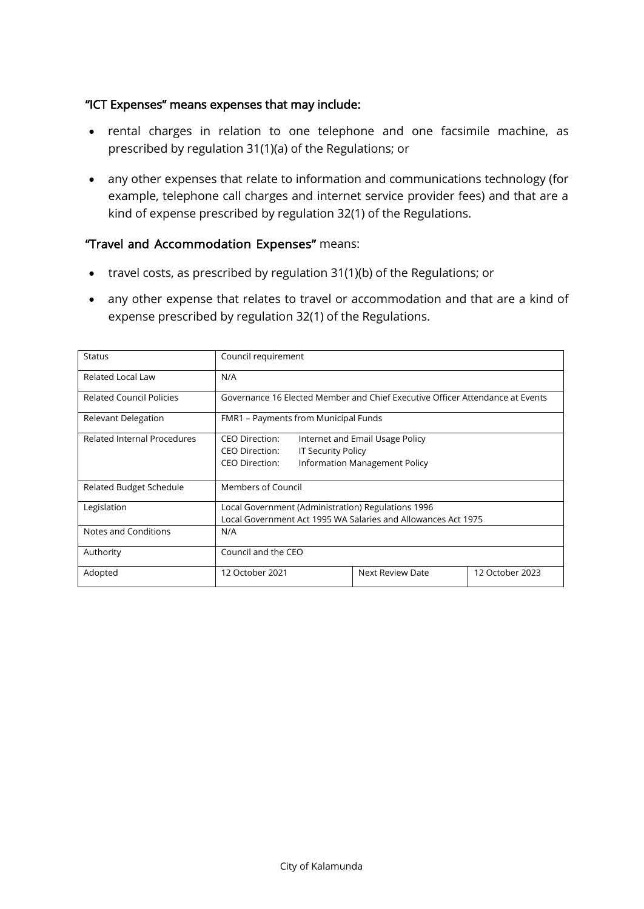**"ICT Expenses" means expenses that may include:**

- rental charges in relation to one telephone and one facsimile machine, as prescribed by regulation 31(1)(a) of the Regulations; or
- any other expenses that relate to information and communications technology (for example, telephone call charges and internet service provider fees) and that are a kind of expense prescribed by regulation 32(1) of the Regulations.

**"Travel and Accommodation Expenses"** means:

- travel costs, as prescribed by regulation 31(1)(b) of the Regulations; or
- any other expense that relates to travel or accommodation and that are a kind of expense prescribed by regulation 32(1) of the Regulations.

| | | | |
|---|---|---|---|
| Status | Council requirement | | |
| Related Local Law | N/A | | |
| Related Council Policies | Governance 16 Elected Member and Chief Executive Officer Attendance at Events | | |
| Relevant Delegation | FMR1 – Payments from Municipal Funds | | |
| Related Internal Procedures | CEO Direction: Internet and Email Usage Policy<br>CEO Direction: IT Security Policy<br>CEO Direction: Information Management Policy | | |
| Related Budget Schedule | Members of Council | | |
| Legislation | Local Government (Administration) Regulations 1996<br>Local Government Act 1995 WA Salaries and Allowances Act 1975 | | |
| Notes and Conditions | N/A | | |
| Authority | Council and the CEO | | |
| Adopted | 12 October 2021 | Next Review Date | 12 October 2023 |

City of Kalamunda